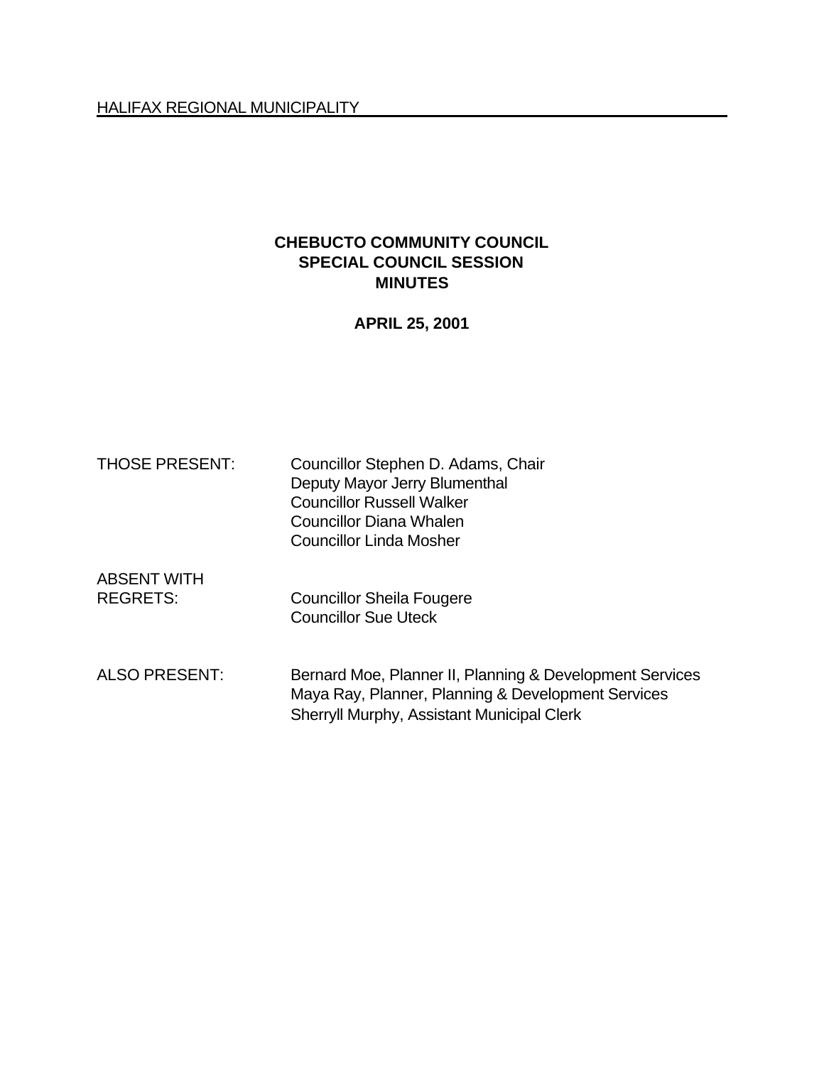HALIFAX REGIONAL MUNICIPALITY

# CHEBUCTO COMMUNITY COUNCIL
# SPECIAL COUNCIL SESSION
# MINUTES

**APRIL 25, 2001**

THOSE PRESENT: Councillor Stephen D. Adams, Chair
Deputy Mayor Jerry Blumenthal
Councillor Russell Walker
Councillor Diana Whalen
Councillor Linda Mosher

ABSENT WITH REGRETS: Councillor Sheila Fougere
Councillor Sue Uteck

ALSO PRESENT: Bernard Moe, Planner II, Planning & Development Services
Maya Ray, Planner, Planning & Development Services
Sherryll Murphy, Assistant Municipal Clerk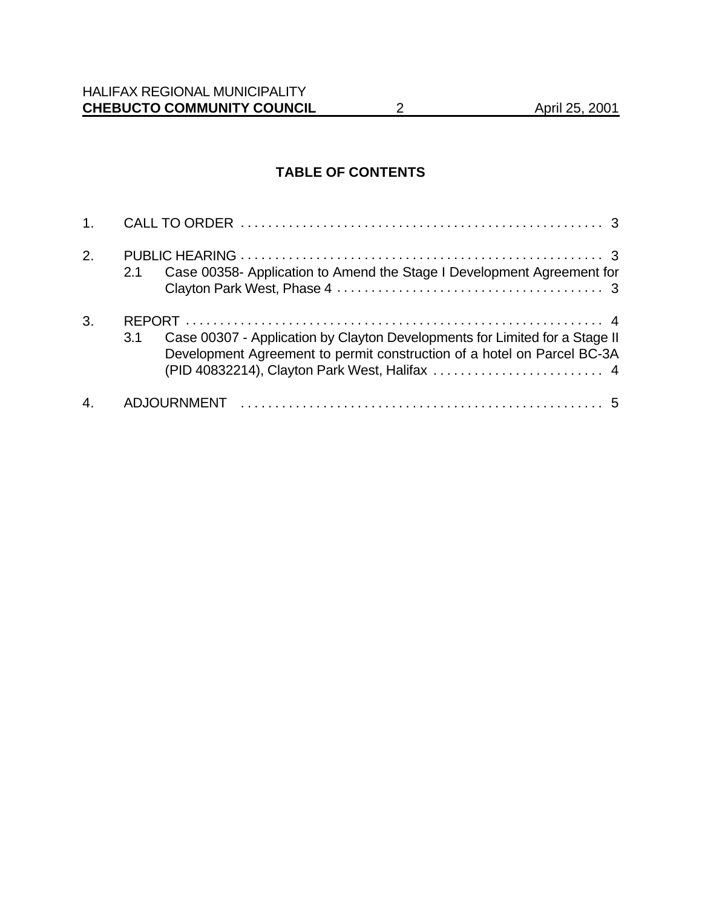## TABLE OF CONTENTS

1. CALL TO ORDER . . . . . . . . . . . . . . . . . . . . . . . . . . . . . . . . . . . . . . . . . . . . . . . . . . . . 3

2. PUBLIC HEARING . . . . . . . . . . . . . . . . . . . . . . . . . . . . . . . . . . . . . . . . . . . . . . . . . . . . 3
   - 2.1 Case 00358- Application to Amend the Stage I Development Agreement for Clayton Park West, Phase 4 . . . . . . . . . . . . . . . . . . . . . . . . . . . . . . . . . . . . . . . 3

3. REPORT . . . . . . . . . . . . . . . . . . . . . . . . . . . . . . . . . . . . . . . . . . . . . . . . . . . . . . . . . . . . 4
   - 3.1 Case 00307 - Application by Clayton Developments for Limited for a Stage II Development Agreement to permit construction of a hotel on Parcel BC-3A (PID 40832214), Clayton Park West, Halifax . . . . . . . . . . . . . . . . . . . . . . . . . 4

4. ADJOURNMENT . . . . . . . . . . . . . . . . . . . . . . . . . . . . . . . . . . . . . . . . . . . . . . . . . . . . . 5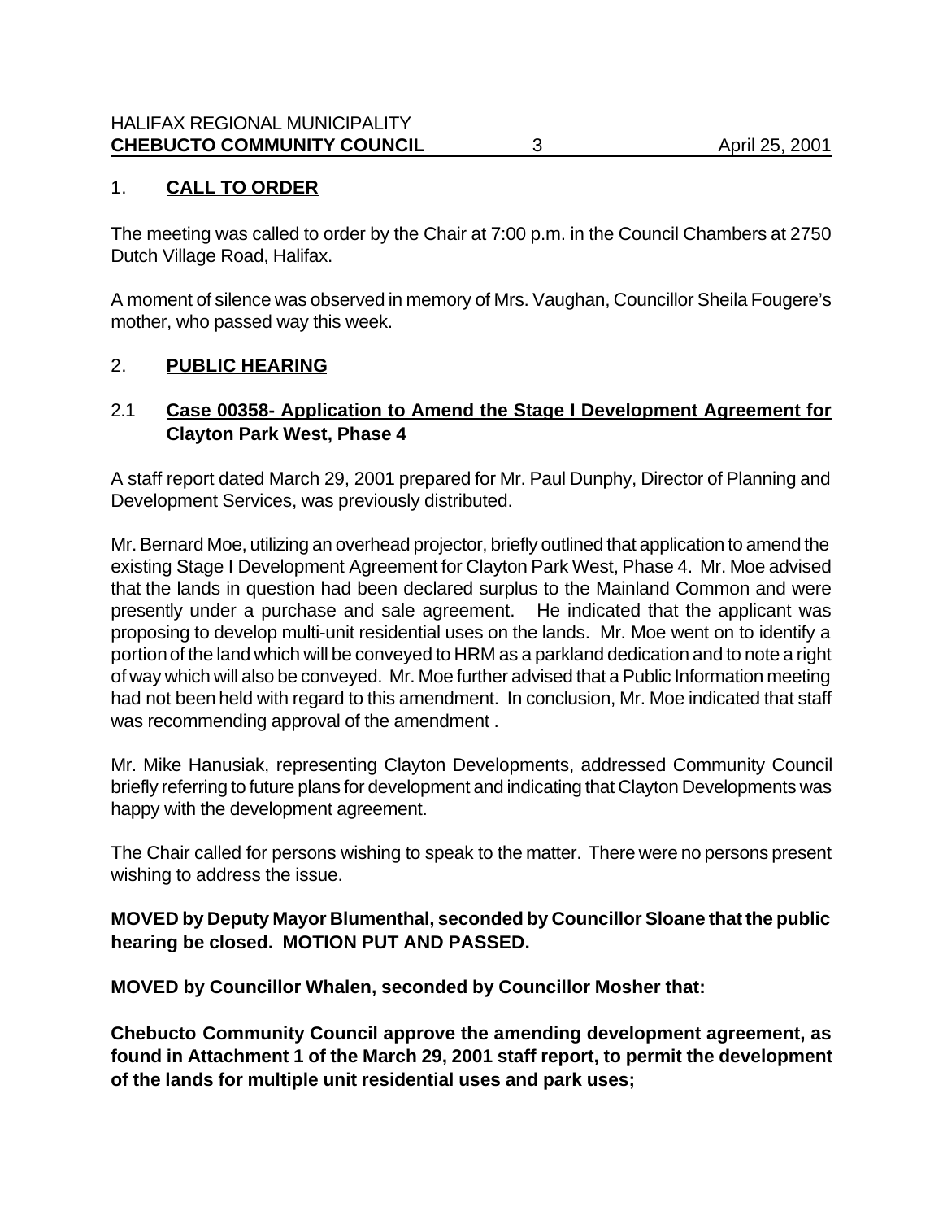## 1. CALL TO ORDER

The meeting was called to order by the Chair at 7:00 p.m. in the Council Chambers at 2750 Dutch Village Road, Halifax.

A moment of silence was observed in memory of Mrs. Vaughan, Councillor Sheila Fougere's mother, who passed way this week.

## 2. PUBLIC HEARING

### 2.1 Case 00358- Application to Amend the Stage I Development Agreement for Clayton Park West, Phase 4

A staff report dated March 29, 2001 prepared for Mr. Paul Dunphy, Director of Planning and Development Services, was previously distributed.

Mr. Bernard Moe, utilizing an overhead projector, briefly outlined that application to amend the existing Stage I Development Agreement for Clayton Park West, Phase 4. Mr. Moe advised that the lands in question had been declared surplus to the Mainland Common and were presently under a purchase and sale agreement. He indicated that the applicant was proposing to develop multi-unit residential uses on the lands. Mr. Moe went on to identify a portion of the land which will be conveyed to HRM as a parkland dedication and to note a right of way which will also be conveyed. Mr. Moe further advised that a Public Information meeting had not been held with regard to this amendment. In conclusion, Mr. Moe indicated that staff was recommending approval of the amendment .

Mr. Mike Hanusiak, representing Clayton Developments, addressed Community Council briefly referring to future plans for development and indicating that Clayton Developments was happy with the development agreement.

The Chair called for persons wishing to speak to the matter. There were no persons present wishing to address the issue.

**MOVED by Deputy Mayor Blumenthal, seconded by Councillor Sloane that the public hearing be closed. MOTION PUT AND PASSED.**

**MOVED by Councillor Whalen, seconded by Councillor Mosher that:**

**Chebucto Community Council approve the amending development agreement, as found in Attachment 1 of the March 29, 2001 staff report, to permit the development of the lands for multiple unit residential uses and park uses;**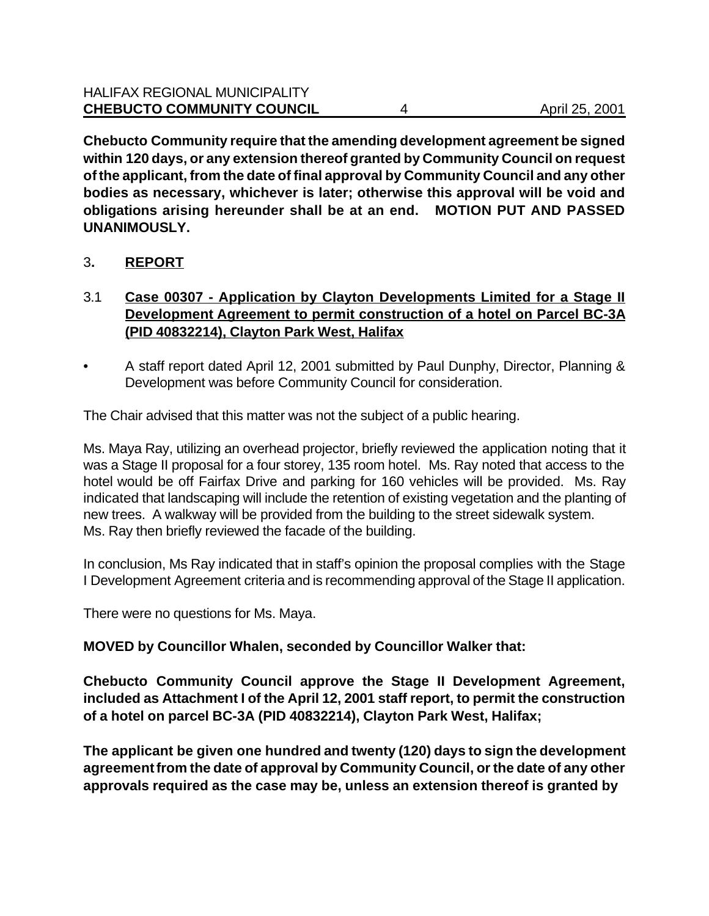**Chebucto Community require that the amending development agreement be signed within 120 days, or any extension thereof granted by Community Council on request of the applicant, from the date of final approval by Community Council and any other bodies as necessary, whichever is later; otherwise this approval will be void and obligations arising hereunder shall be at an end. MOTION PUT AND PASSED UNANIMOUSLY.**

## 3. REPORT

### 3.1 Case 00307 - Application by Clayton Developments Limited for a Stage II Development Agreement to permit construction of a hotel on Parcel BC-3A (PID 40832214), Clayton Park West, Halifax

- A staff report dated April 12, 2001 submitted by Paul Dunphy, Director, Planning & Development was before Community Council for consideration.

The Chair advised that this matter was not the subject of a public hearing.

Ms. Maya Ray, utilizing an overhead projector, briefly reviewed the application noting that it was a Stage II proposal for a four storey, 135 room hotel. Ms. Ray noted that access to the hotel would be off Fairfax Drive and parking for 160 vehicles will be provided. Ms. Ray indicated that landscaping will include the retention of existing vegetation and the planting of new trees. A walkway will be provided from the building to the street sidewalk system. Ms. Ray then briefly reviewed the facade of the building.

In conclusion, Ms Ray indicated that in staff's opinion the proposal complies with the Stage I Development Agreement criteria and is recommending approval of the Stage II application.

There were no questions for Ms. Maya.

**MOVED by Councillor Whalen, seconded by Councillor Walker that:**

**Chebucto Community Council approve the Stage II Development Agreement, included as Attachment I of the April 12, 2001 staff report, to permit the construction of a hotel on parcel BC-3A (PID 40832214), Clayton Park West, Halifax;**

**The applicant be given one hundred and twenty (120) days to sign the development agreement from the date of approval by Community Council, or the date of any other approvals required as the case may be, unless an extension thereof is granted by**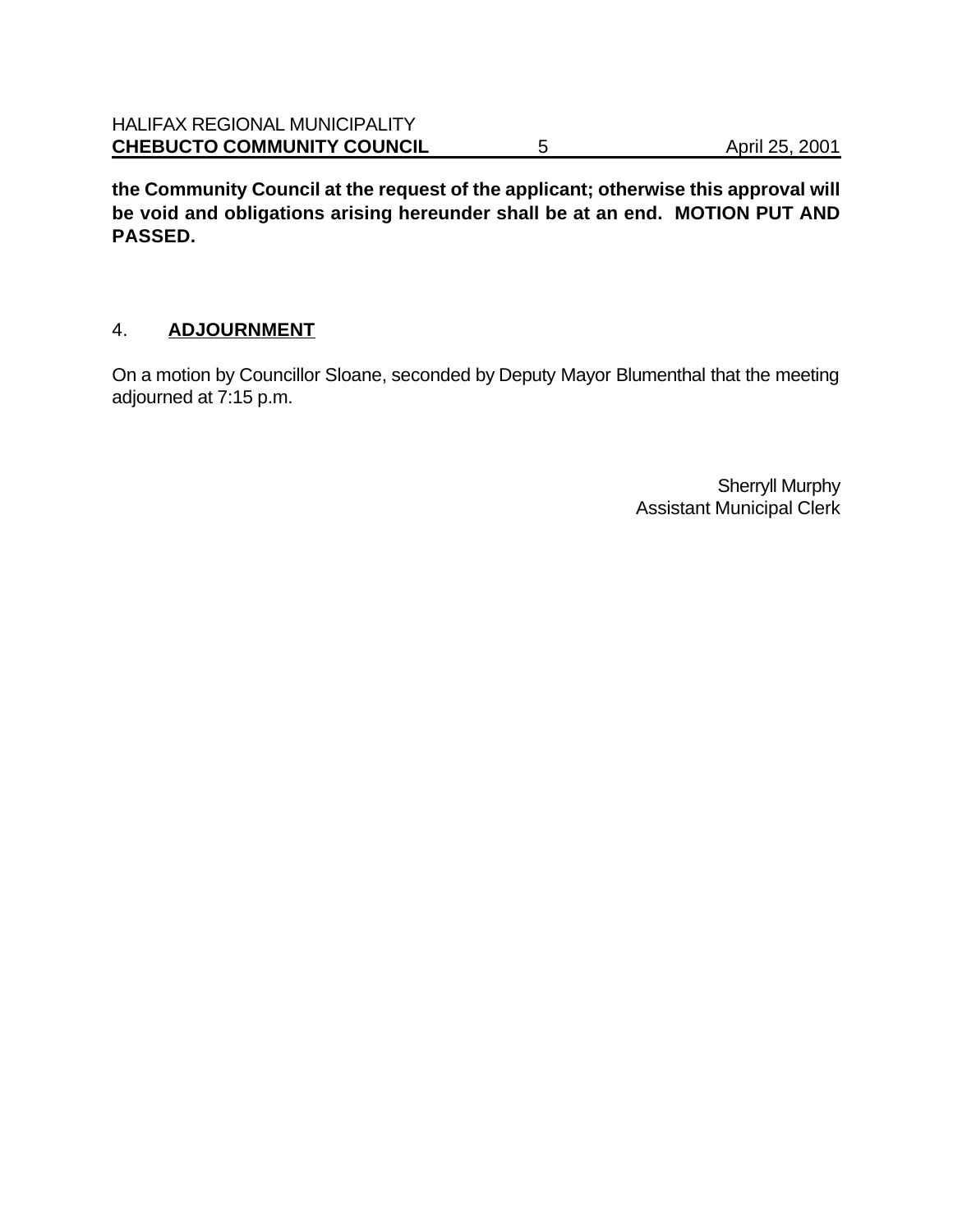**the Community Council at the request of the applicant; otherwise this approval will be void and obligations arising hereunder shall be at an end. MOTION PUT AND PASSED.**

## 4. ADJOURNMENT

On a motion by Councillor Sloane, seconded by Deputy Mayor Blumenthal that the meeting adjourned at 7:15 p.m.

Sherryll Murphy
Assistant Municipal Clerk